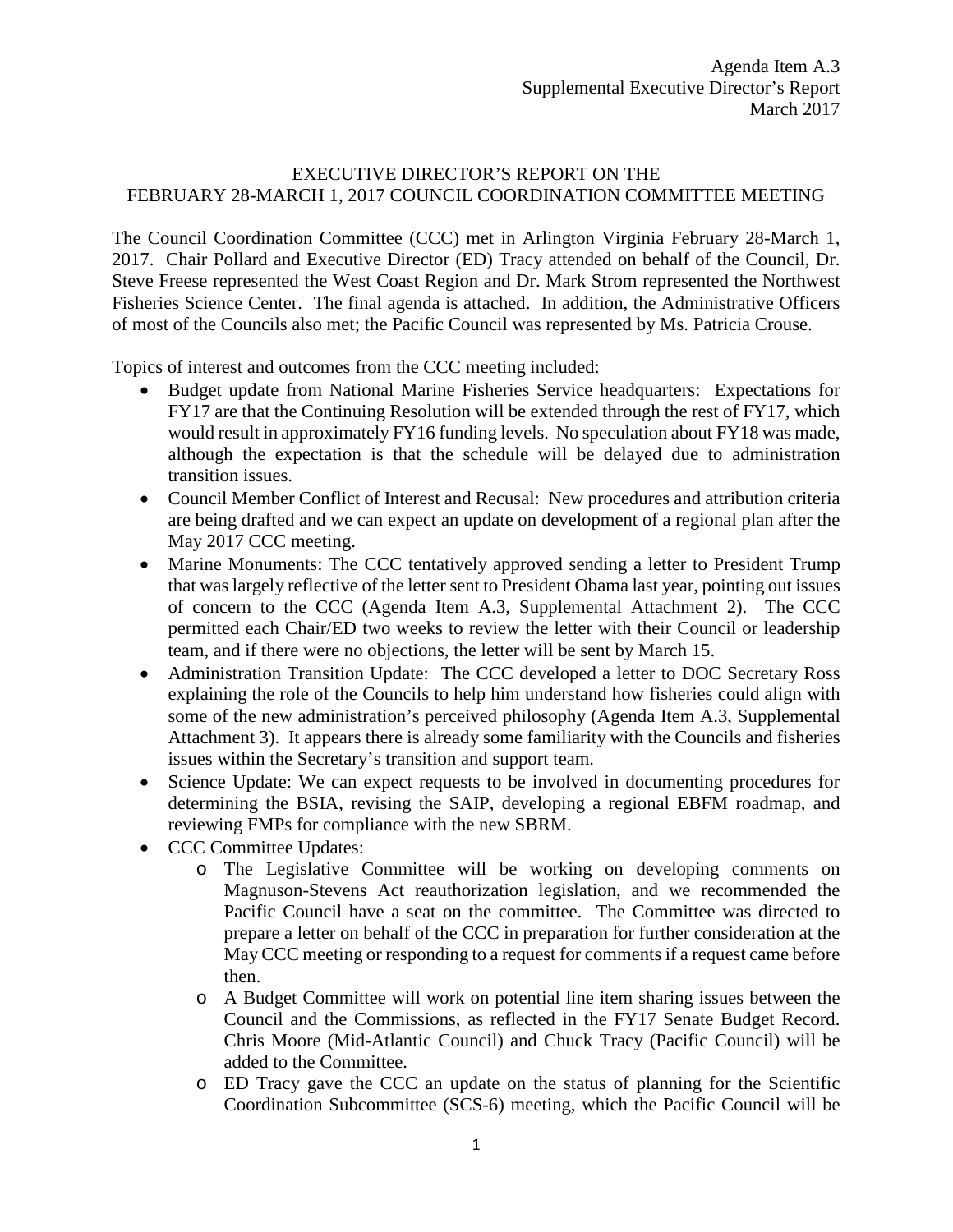Agenda Item A.3
Supplemental Executive Director's Report
March 2017

# EXECUTIVE DIRECTOR'S REPORT ON THE FEBRUARY 28-MARCH 1, 2017 COUNCIL COORDINATION COMMITTEE MEETING

The Council Coordination Committee (CCC) met in Arlington Virginia February 28-March 1, 2017. Chair Pollard and Executive Director (ED) Tracy attended on behalf of the Council, Dr. Steve Freese represented the West Coast Region and Dr. Mark Strom represented the Northwest Fisheries Science Center. The final agenda is attached. In addition, the Administrative Officers of most of the Councils also met; the Pacific Council was represented by Ms. Patricia Crouse.

Topics of interest and outcomes from the CCC meeting included:

- Budget update from National Marine Fisheries Service headquarters: Expectations for FY17 are that the Continuing Resolution will be extended through the rest of FY17, which would result in approximately FY16 funding levels. No speculation about FY18 was made, although the expectation is that the schedule will be delayed due to administration transition issues.
- Council Member Conflict of Interest and Recusal: New procedures and attribution criteria are being drafted and we can expect an update on development of a regional plan after the May 2017 CCC meeting.
- Marine Monuments: The CCC tentatively approved sending a letter to President Trump that was largely reflective of the letter sent to President Obama last year, pointing out issues of concern to the CCC (Agenda Item A.3, Supplemental Attachment 2). The CCC permitted each Chair/ED two weeks to review the letter with their Council or leadership team, and if there were no objections, the letter will be sent by March 15.
- Administration Transition Update: The CCC developed a letter to DOC Secretary Ross explaining the role of the Councils to help him understand how fisheries could align with some of the new administration's perceived philosophy (Agenda Item A.3, Supplemental Attachment 3). It appears there is already some familiarity with the Councils and fisheries issues within the Secretary's transition and support team.
- Science Update: We can expect requests to be involved in documenting procedures for determining the BSIA, revising the SAIP, developing a regional EBFM roadmap, and reviewing FMPs for compliance with the new SBRM.
- CCC Committee Updates:
  - The Legislative Committee will be working on developing comments on Magnuson-Stevens Act reauthorization legislation, and we recommended the Pacific Council have a seat on the committee. The Committee was directed to prepare a letter on behalf of the CCC in preparation for further consideration at the May CCC meeting or responding to a request for comments if a request came before then.
  - A Budget Committee will work on potential line item sharing issues between the Council and the Commissions, as reflected in the FY17 Senate Budget Record. Chris Moore (Mid-Atlantic Council) and Chuck Tracy (Pacific Council) will be added to the Committee.
  - ED Tracy gave the CCC an update on the status of planning for the Scientific Coordination Subcommittee (SCS-6) meeting, which the Pacific Council will be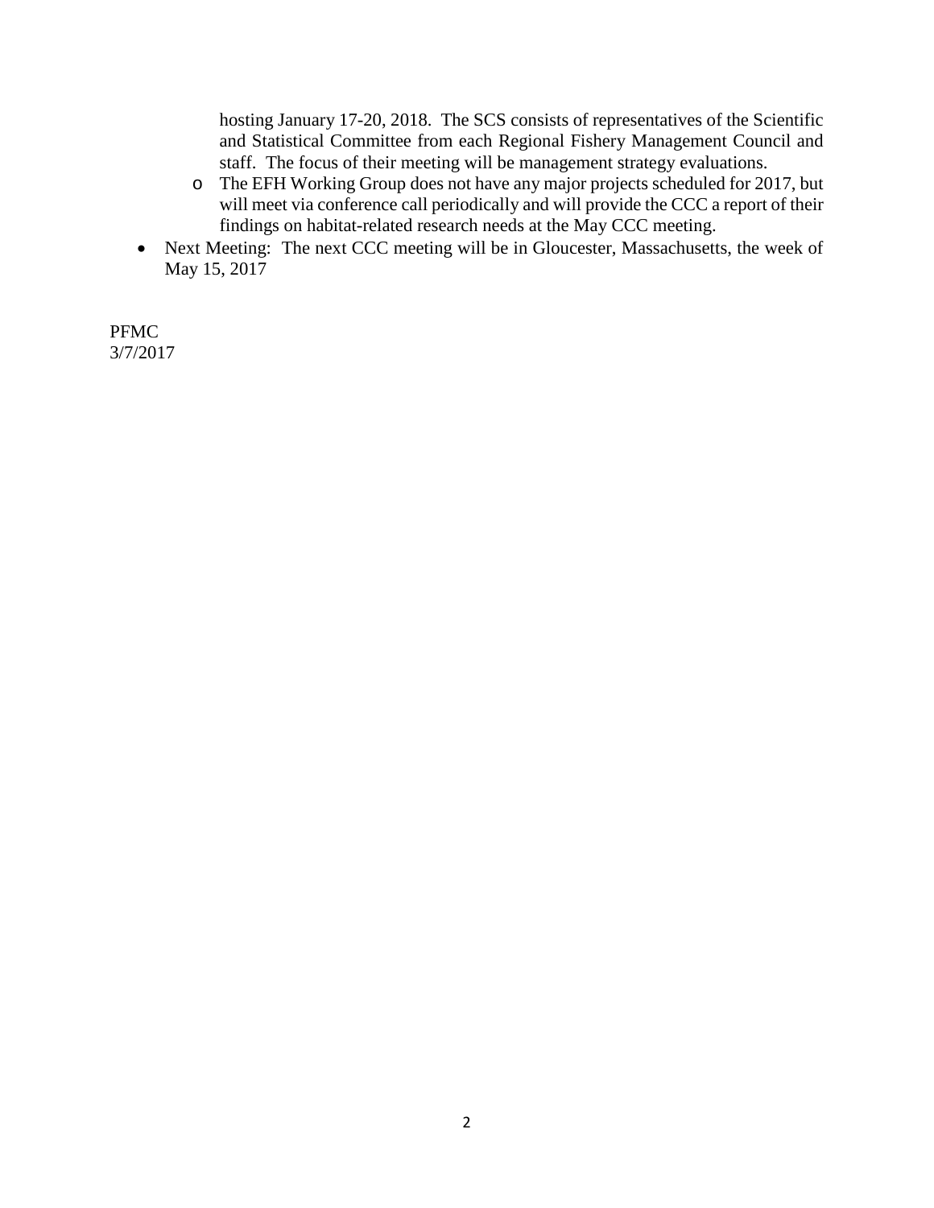hosting January 17-20, 2018. The SCS consists of representatives of the Scientific and Statistical Committee from each Regional Fishery Management Council and staff. The focus of their meeting will be management strategy evaluations.

  - The EFH Working Group does not have any major projects scheduled for 2017, but will meet via conference call periodically and will provide the CCC a report of their findings on habitat-related research needs at the May CCC meeting.

- Next Meeting: The next CCC meeting will be in Gloucester, Massachusetts, the week of May 15, 2017

PFMC
3/7/2017